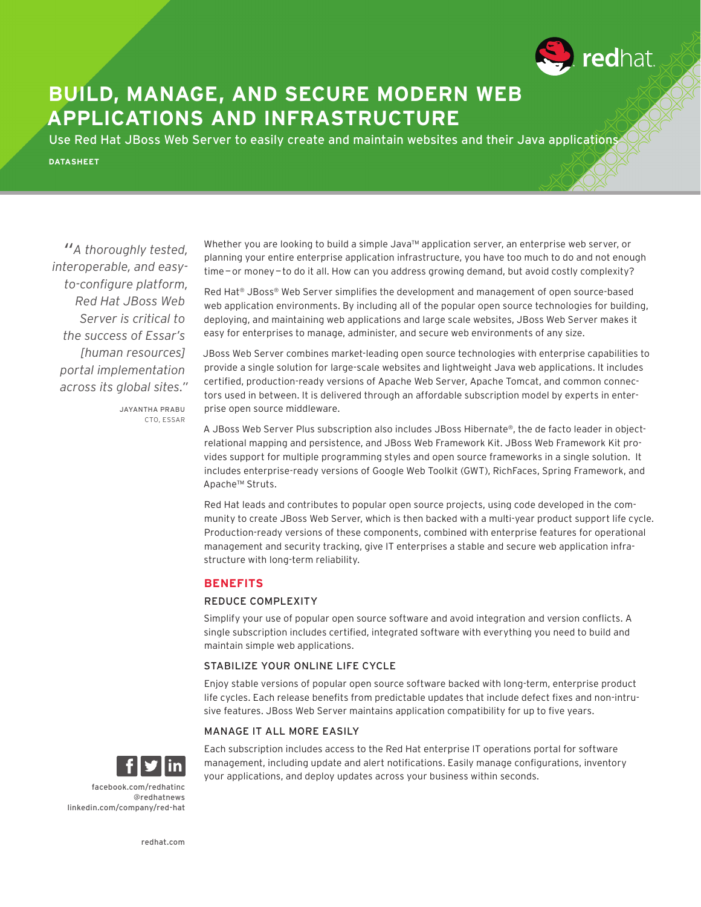# BUILD, MANAGE, AND SECURE MODERN WEB APPLICATIONS AND INFRASTRUCTURE

Use Red Hat JBoss Web Server to easily create and maintain websites and their Java applications

**DATASHEET**

> *"A thoroughly tested, interoperable, and easy-to-configure platform, Red Hat JBoss Web Server is critical to the success of Essar's [human resources] portal implementation across its global sites."*
>
> JAYANTHA PRABU
> CTO, ESSAR

Whether you are looking to build a simple Java™ application server, an enterprise web server, or planning your entire enterprise application infrastructure, you have too much to do and not enough time—or money—to do it all. How can you address growing demand, but avoid costly complexity?

Red Hat® JBoss® Web Server simplifies the development and management of open source-based web application environments. By including all of the popular open source technologies for building, deploying, and maintaining web applications and large scale websites, JBoss Web Server makes it easy for enterprises to manage, administer, and secure web environments of any size.

JBoss Web Server combines market-leading open source technologies with enterprise capabilities to provide a single solution for large-scale websites and lightweight Java web applications. It includes certified, production-ready versions of Apache Web Server, Apache Tomcat, and common connectors used in between. It is delivered through an affordable subscription model by experts in enterprise open source middleware.

A JBoss Web Server Plus subscription also includes JBoss Hibernate®, the de facto leader in object-relational mapping and persistence, and JBoss Web Framework Kit. JBoss Web Framework Kit provides support for multiple programming styles and open source frameworks in a single solution. It includes enterprise-ready versions of Google Web Toolkit (GWT), RichFaces, Spring Framework, and Apache™ Struts.

Red Hat leads and contributes to popular open source projects, using code developed in the community to create JBoss Web Server, which is then backed with a multi-year product support life cycle. Production-ready versions of these components, combined with enterprise features for operational management and security tracking, give IT enterprises a stable and secure web application infrastructure with long-term reliability.

## BENEFITS

### REDUCE COMPLEXITY

Simplify your use of popular open source software and avoid integration and version conflicts. A single subscription includes certified, integrated software with everything you need to build and maintain simple web applications.

### STABILIZE YOUR ONLINE LIFE CYCLE

Enjoy stable versions of popular open source software backed with long-term, enterprise product life cycles. Each release benefits from predictable updates that include defect fixes and non-intrusive features. JBoss Web Server maintains application compatibility for up to five years.

### MANAGE IT ALL MORE EASILY

Each subscription includes access to the Red Hat enterprise IT operations portal for software management, including update and alert notifications. Easily manage configurations, inventory your applications, and deploy updates across your business within seconds.

facebook.com/redhatinc
@redhatnews
linkedin.com/company/red-hat

redhat.com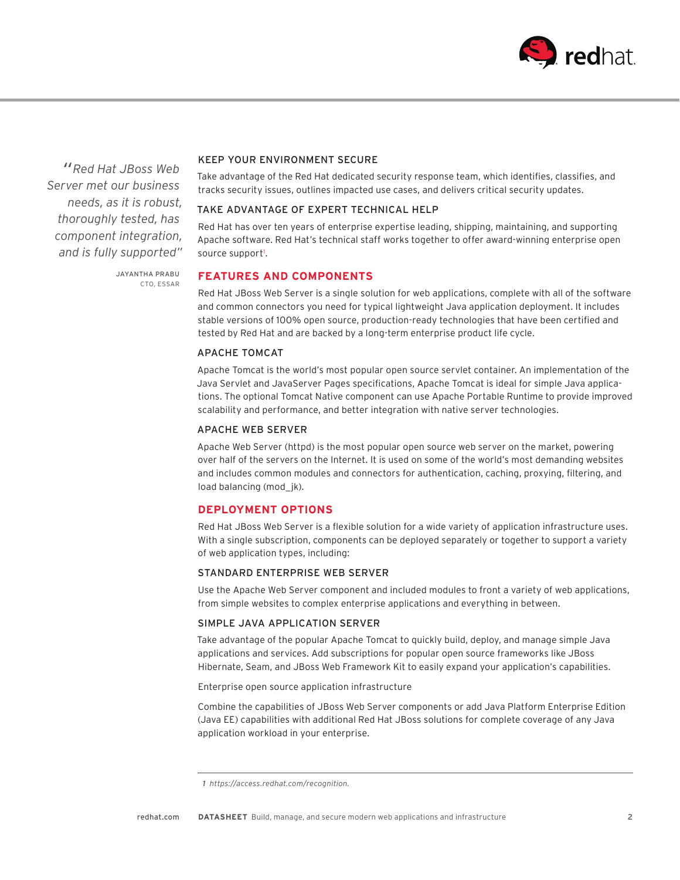> *"Red Hat JBoss Web Server met our business needs, as it is robust, thoroughly tested, has component integration, and is fully supported"*
>
> JAYANTHA PRABU
> CTO, ESSAR

### KEEP YOUR ENVIRONMENT SECURE

Take advantage of the Red Hat dedicated security response team, which identifies, classifies, and tracks security issues, outlines impacted use cases, and delivers critical security updates.

### TAKE ADVANTAGE OF EXPERT TECHNICAL HELP

Red Hat has over ten years of enterprise expertise leading, shipping, maintaining, and supporting Apache software. Red Hat's technical staff works together to offer award-winning enterprise open source support[1].

## FEATURES AND COMPONENTS

Red Hat JBoss Web Server is a single solution for web applications, complete with all of the software and common connectors you need for typical lightweight Java application deployment. It includes stable versions of 100% open source, production-ready technologies that have been certified and tested by Red Hat and are backed by a long-term enterprise product life cycle.

### APACHE TOMCAT

Apache Tomcat is the world's most popular open source servlet container. An implementation of the Java Servlet and JavaServer Pages specifications, Apache Tomcat is ideal for simple Java applications. The optional Tomcat Native component can use Apache Portable Runtime to provide improved scalability and performance, and better integration with native server technologies.

### APACHE WEB SERVER

Apache Web Server (httpd) is the most popular open source web server on the market, powering over half of the servers on the Internet. It is used on some of the world's most demanding websites and includes common modules and connectors for authentication, caching, proxying, filtering, and load balancing (mod_jk).

## DEPLOYMENT OPTIONS

Red Hat JBoss Web Server is a flexible solution for a wide variety of application infrastructure uses. With a single subscription, components can be deployed separately or together to support a variety of web application types, including:

### STANDARD ENTERPRISE WEB SERVER

Use the Apache Web Server component and included modules to front a variety of web applications, from simple websites to complex enterprise applications and everything in between.

### SIMPLE JAVA APPLICATION SERVER

Take advantage of the popular Apache Tomcat to quickly build, deploy, and manage simple Java applications and services. Add subscriptions for popular open source frameworks like JBoss Hibernate, Seam, and JBoss Web Framework Kit to easily expand your application's capabilities.

Enterprise open source application infrastructure

Combine the capabilities of JBoss Web Server components or add Java Platform Enterprise Edition (Java EE) capabilities with additional Red Hat JBoss solutions for complete coverage of any Java application workload in your enterprise.

---

1 *https://access.redhat.com/recognition.*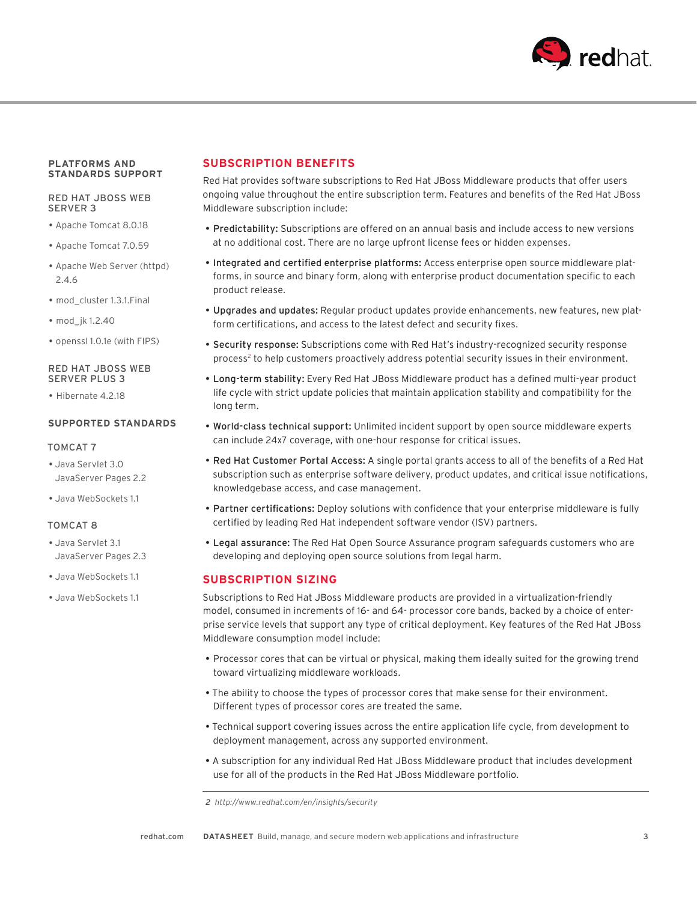## PLATFORMS AND STANDARDS SUPPORT

### RED HAT JBOSS WEB SERVER 3

- Apache Tomcat 8.0.18
- Apache Tomcat 7.0.59
- Apache Web Server (httpd) 2.4.6
- mod_cluster 1.3.1.Final
- mod_jk 1.2.40
- openssl 1.0.1e (with FIPS)

### RED HAT JBOSS WEB SERVER PLUS 3

- Hibernate 4.2.18

### SUPPORTED STANDARDS

#### TOMCAT 7

- Java Servlet 3.0 JavaServer Pages 2.2
- Java WebSockets 1.1

#### TOMCAT 8

- Java Servlet 3.1 JavaServer Pages 2.3
- Java WebSockets 1.1
- Java WebSockets 1.1

## SUBSCRIPTION BENEFITS

Red Hat provides software subscriptions to Red Hat JBoss Middleware products that offer users ongoing value throughout the entire subscription term. Features and benefits of the Red Hat JBoss Middleware subscription include:

- **Predictability:** Subscriptions are offered on an annual basis and include access to new versions at no additional cost. There are no large upfront license fees or hidden expenses.
- **Integrated and certified enterprise platforms:** Access enterprise open source middleware platforms, in source and binary form, along with enterprise product documentation specific to each product release.
- **Upgrades and updates:** Regular product updates provide enhancements, new features, new platform certifications, and access to the latest defect and security fixes.
- **Security response:** Subscriptions come with Red Hat's industry-recognized security response process[2] to help customers proactively address potential security issues in their environment.
- **Long-term stability:** Every Red Hat JBoss Middleware product has a defined multi-year product life cycle with strict update policies that maintain application stability and compatibility for the long term.
- **World-class technical support:** Unlimited incident support by open source middleware experts can include 24x7 coverage, with one-hour response for critical issues.
- **Red Hat Customer Portal Access:** A single portal grants access to all of the benefits of a Red Hat subscription such as enterprise software delivery, product updates, and critical issue notifications, knowledgebase access, and case management.
- **Partner certifications:** Deploy solutions with confidence that your enterprise middleware is fully certified by leading Red Hat independent software vendor (ISV) partners.
- **Legal assurance:** The Red Hat Open Source Assurance program safeguards customers who are developing and deploying open source solutions from legal harm.

## SUBSCRIPTION SIZING

Subscriptions to Red Hat JBoss Middleware products are provided in a virtualization-friendly model, consumed in increments of 16- and 64- processor core bands, backed by a choice of enterprise service levels that support any type of critical deployment. Key features of the Red Hat JBoss Middleware consumption model include:

- Processor cores that can be virtual or physical, making them ideally suited for the growing trend toward virtualizing middleware workloads.
- The ability to choose the types of processor cores that make sense for their environment. Different types of processor cores are treated the same.
- Technical support covering issues across the entire application life cycle, from development to deployment management, across any supported environment.
- A subscription for any individual Red Hat JBoss Middleware product that includes development use for all of the products in the Red Hat JBoss Middleware portfolio.

---

*2 http://www.redhat.com/en/insights/security*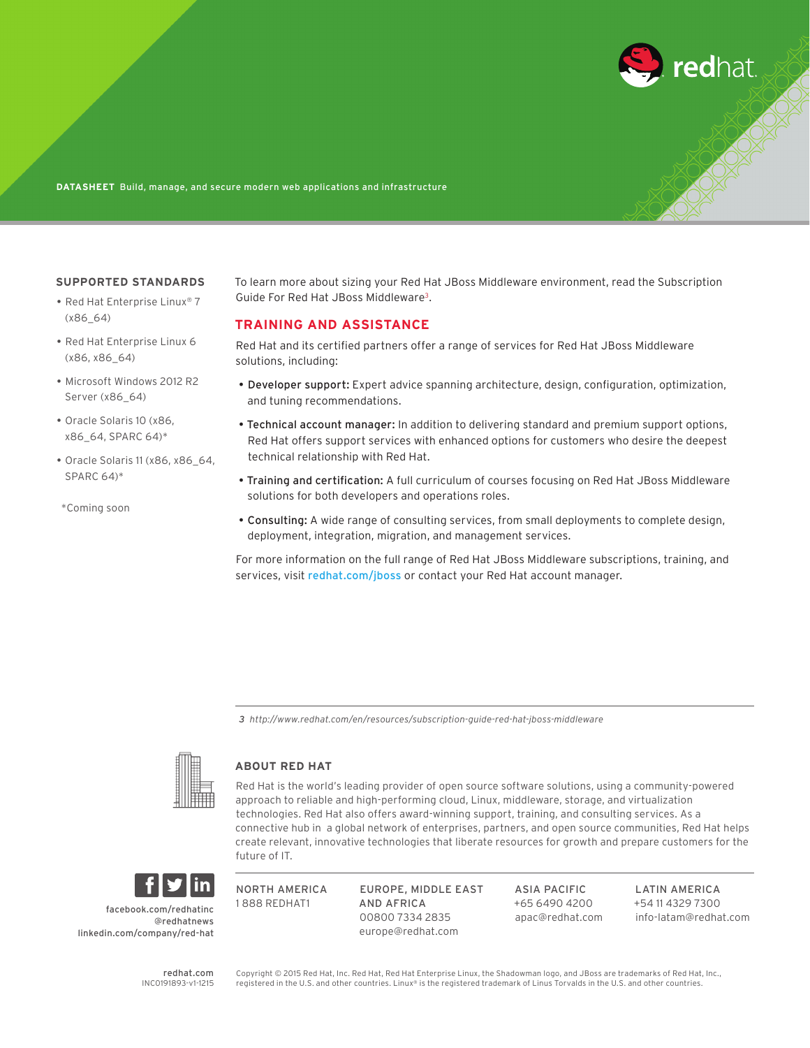**DATASHEET** Build, manage, and secure modern web applications and infrastructure

### SUPPORTED STANDARDS

- Red Hat Enterprise Linux® 7 (x86_64)
- Red Hat Enterprise Linux 6 (x86, x86_64)
- Microsoft Windows 2012 R2 Server (x86_64)
- Oracle Solaris 10 (x86, x86_64, SPARC 64)*
- Oracle Solaris 11 (x86, x86_64, SPARC 64)*

*Coming soon

To learn more about sizing your Red Hat JBoss Middleware environment, read the Subscription Guide For Red Hat JBoss Middleware[3].

## TRAINING AND ASSISTANCE

Red Hat and its certified partners offer a range of services for Red Hat JBoss Middleware solutions, including:

- **Developer support:** Expert advice spanning architecture, design, configuration, optimization, and tuning recommendations.
- **Technical account manager:** In addition to delivering standard and premium support options, Red Hat offers support services with enhanced options for customers who desire the deepest technical relationship with Red Hat.
- **Training and certification:** A full curriculum of courses focusing on Red Hat JBoss Middleware solutions for both developers and operations roles.
- **Consulting:** A wide range of consulting services, from small deployments to complete design, deployment, integration, migration, and management services.

For more information on the full range of Red Hat JBoss Middleware subscriptions, training, and services, visit redhat.com/jboss or contact your Red Hat account manager.

3 *http://www.redhat.com/en/resources/subscription-guide-red-hat-jboss-middleware*

### ABOUT RED HAT

Red Hat is the world's leading provider of open source software solutions, using a community-powered approach to reliable and high-performing cloud, Linux, middleware, storage, and virtualization technologies. Red Hat also offers award-winning support, training, and consulting services. As a connective hub in a global network of enterprises, partners, and open source communities, Red Hat helps create relevant, innovative technologies that liberate resources for growth and prepare customers for the future of IT.

facebook.com/redhatinc
@redhatnews
linkedin.com/company/red-hat

NORTH AMERICA
1 888 REDHAT1

EUROPE, MIDDLE EAST AND AFRICA
00800 7334 2835
europe@redhat.com

ASIA PACIFIC
+65 6490 4200
apac@redhat.com

LATIN AMERICA
+54 11 4329 7300
info-latam@redhat.com

redhat.com
INC0191893-v1-1215

Copyright © 2015 Red Hat, Inc. Red Hat, Red Hat Enterprise Linux, the Shadowman logo, and JBoss are trademarks of Red Hat, Inc., registered in the U.S. and other countries. Linux® is the registered trademark of Linus Torvalds in the U.S. and other countries.